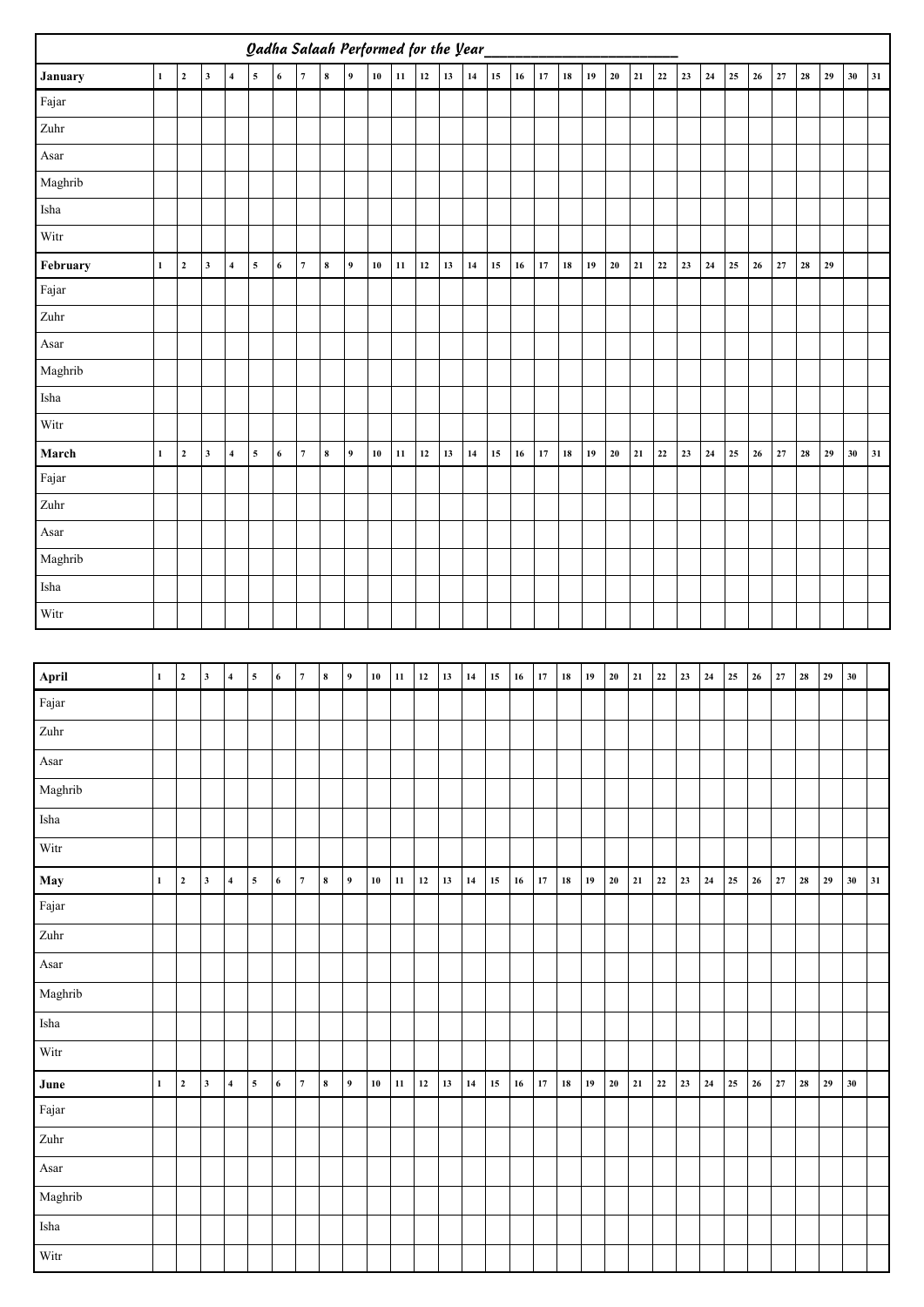# Qadha Salaah Performed for the Year________________________

| January | 1 | 2 | 3 | 4 | 5 | 6 | 7 | 8 | 9 | 10 | 11 | 12 | 13 | 14 | 15 | 16 | 17 | 18 | 19 | 20 | 21 | 22 | 23 | 24 | 25 | 26 | 27 | 28 | 29 | 30 | 31 |
|---|---|---|---|---|---|---|---|---|---|---|---|---|---|---|---|---|---|---|---|---|---|---|---|---|---|---|---|---|---|---|---|
| Fajar | | | | | | | | | | | | | | | | | | | | | | | | | | | | | | | |
| Zuhr | | | | | | | | | | | | | | | | | | | | | | | | | | | | | | | |
| Asar | | | | | | | | | | | | | | | | | | | | | | | | | | | | | | | |
| Maghrib | | | | | | | | | | | | | | | | | | | | | | | | | | | | | | | |
| Isha | | | | | | | | | | | | | | | | | | | | | | | | | | | | | | | |
| Witr | | | | | | | | | | | | | | | | | | | | | | | | | | | | | | | |
| **February** | 1 | 2 | 3 | 4 | 5 | 6 | 7 | 8 | 9 | 10 | 11 | 12 | 13 | 14 | 15 | 16 | 17 | 18 | 19 | 20 | 21 | 22 | 23 | 24 | 25 | 26 | 27 | 28 | 29 | | |
| Fajar | | | | | | | | | | | | | | | | | | | | | | | | | | | | | | | |
| Zuhr | | | | | | | | | | | | | | | | | | | | | | | | | | | | | | | |
| Asar | | | | | | | | | | | | | | | | | | | | | | | | | | | | | | | |
| Maghrib | | | | | | | | | | | | | | | | | | | | | | | | | | | | | | | |
| Isha | | | | | | | | | | | | | | | | | | | | | | | | | | | | | | | |
| Witr | | | | | | | | | | | | | | | | | | | | | | | | | | | | | | | |
| **March** | 1 | 2 | 3 | 4 | 5 | 6 | 7 | 8 | 9 | 10 | 11 | 12 | 13 | 14 | 15 | 16 | 17 | 18 | 19 | 20 | 21 | 22 | 23 | 24 | 25 | 26 | 27 | 28 | 29 | 30 | 31 |
| Fajar | | | | | | | | | | | | | | | | | | | | | | | | | | | | | | | |
| Zuhr | | | | | | | | | | | | | | | | | | | | | | | | | | | | | | | |
| Asar | | | | | | | | | | | | | | | | | | | | | | | | | | | | | | | |
| Maghrib | | | | | | | | | | | | | | | | | | | | | | | | | | | | | | | |
| Isha | | | | | | | | | | | | | | | | | | | | | | | | | | | | | | | |
| Witr | | | | | | | | | | | | | | | | | | | | | | | | | | | | | | | |

| April | 1 | 2 | 3 | 4 | 5 | 6 | 7 | 8 | 9 | 10 | 11 | 12 | 13 | 14 | 15 | 16 | 17 | 18 | 19 | 20 | 21 | 22 | 23 | 24 | 25 | 26 | 27 | 28 | 29 | 30 | |
|---|---|---|---|---|---|---|---|---|---|---|---|---|---|---|---|---|---|---|---|---|---|---|---|---|---|---|---|---|---|---|---|
| Fajar | | | | | | | | | | | | | | | | | | | | | | | | | | | | | | | |
| Zuhr | | | | | | | | | | | | | | | | | | | | | | | | | | | | | | | |
| Asar | | | | | | | | | | | | | | | | | | | | | | | | | | | | | | | |
| Maghrib | | | | | | | | | | | | | | | | | | | | | | | | | | | | | | | |
| Isha | | | | | | | | | | | | | | | | | | | | | | | | | | | | | | | |
| Witr | | | | | | | | | | | | | | | | | | | | | | | | | | | | | | | |
| **May** | 1 | 2 | 3 | 4 | 5 | 6 | 7 | 8 | 9 | 10 | 11 | 12 | 13 | 14 | 15 | 16 | 17 | 18 | 19 | 20 | 21 | 22 | 23 | 24 | 25 | 26 | 27 | 28 | 29 | 30 | 31 |
| Fajar | | | | | | | | | | | | | | | | | | | | | | | | | | | | | | | |
| Zuhr | | | | | | | | | | | | | | | | | | | | | | | | | | | | | | | |
| Asar | | | | | | | | | | | | | | | | | | | | | | | | | | | | | | | |
| Maghrib | | | | | | | | | | | | | | | | | | | | | | | | | | | | | | | |
| Isha | | | | | | | | | | | | | | | | | | | | | | | | | | | | | | | |
| Witr | | | | | | | | | | | | | | | | | | | | | | | | | | | | | | | |
| **June** | 1 | 2 | 3 | 4 | 5 | 6 | 7 | 8 | 9 | 10 | 11 | 12 | 13 | 14 | 15 | 16 | 17 | 18 | 19 | 20 | 21 | 22 | 23 | 24 | 25 | 26 | 27 | 28 | 29 | 30 | |
| Fajar | | | | | | | | | | | | | | | | | | | | | | | | | | | | | | | |
| Zuhr | | | | | | | | | | | | | | | | | | | | | | | | | | | | | | | |
| Asar | | | | | | | | | | | | | | | | | | | | | | | | | | | | | | | |
| Maghrib | | | | | | | | | | | | | | | | | | | | | | | | | | | | | | | |
| Isha | | | | | | | | | | | | | | | | | | | | | | | | | | | | | | | |
| Witr | | | | | | | | | | | | | | | | | | | | | | | | | | | | | | | |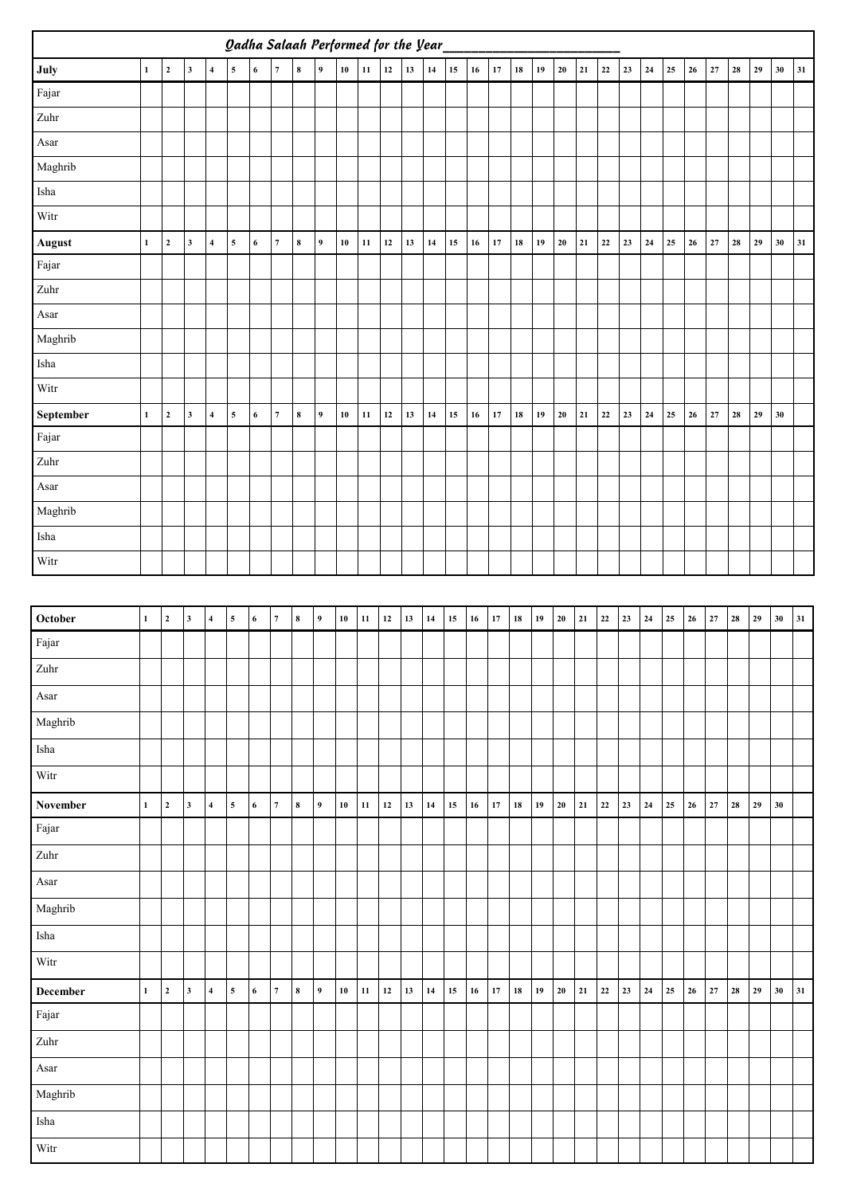# Qadha Salaah Performed for the Year_______________________

| July | 1 | 2 | 3 | 4 | 5 | 6 | 7 | 8 | 9 | 10 | 11 | 12 | 13 | 14 | 15 | 16 | 17 | 18 | 19 | 20 | 21 | 22 | 23 | 24 | 25 | 26 | 27 | 28 | 29 | 30 | 31 |
|---|---|---|---|---|---|---|---|---|---|---|---|---|---|---|---|---|---|---|---|---|---|---|---|---|---|---|---|---|---|---|---|
| Fajar | | | | | | | | | | | | | | | | | | | | | | | | | | | | | | | |
| Zuhr | | | | | | | | | | | | | | | | | | | | | | | | | | | | | | | |
| Asar | | | | | | | | | | | | | | | | | | | | | | | | | | | | | | | |
| Maghrib | | | | | | | | | | | | | | | | | | | | | | | | | | | | | | | |
| Isha | | | | | | | | | | | | | | | | | | | | | | | | | | | | | | | |
| Witr | | | | | | | | | | | | | | | | | | | | | | | | | | | | | | | |
| **August** | 1 | 2 | 3 | 4 | 5 | 6 | 7 | 8 | 9 | 10 | 11 | 12 | 13 | 14 | 15 | 16 | 17 | 18 | 19 | 20 | 21 | 22 | 23 | 24 | 25 | 26 | 27 | 28 | 29 | 30 | 31 |
| Fajar | | | | | | | | | | | | | | | | | | | | | | | | | | | | | | | |
| Zuhr | | | | | | | | | | | | | | | | | | | | | | | | | | | | | | | |
| Asar | | | | | | | | | | | | | | | | | | | | | | | | | | | | | | | |
| Maghrib | | | | | | | | | | | | | | | | | | | | | | | | | | | | | | | |
| Isha | | | | | | | | | | | | | | | | | | | | | | | | | | | | | | | |
| Witr | | | | | | | | | | | | | | | | | | | | | | | | | | | | | | | |
| **September** | 1 | 2 | 3 | 4 | 5 | 6 | 7 | 8 | 9 | 10 | 11 | 12 | 13 | 14 | 15 | 16 | 17 | 18 | 19 | 20 | 21 | 22 | 23 | 24 | 25 | 26 | 27 | 28 | 29 | 30 | |
| Fajar | | | | | | | | | | | | | | | | | | | | | | | | | | | | | | | |
| Zuhr | | | | | | | | | | | | | | | | | | | | | | | | | | | | | | | |
| Asar | | | | | | | | | | | | | | | | | | | | | | | | | | | | | | | |
| Maghrib | | | | | | | | | | | | | | | | | | | | | | | | | | | | | | | |
| Isha | | | | | | | | | | | | | | | | | | | | | | | | | | | | | | | |
| Witr | | | | | | | | | | | | | | | | | | | | | | | | | | | | | | | |

| October | 1 | 2 | 3 | 4 | 5 | 6 | 7 | 8 | 9 | 10 | 11 | 12 | 13 | 14 | 15 | 16 | 17 | 18 | 19 | 20 | 21 | 22 | 23 | 24 | 25 | 26 | 27 | 28 | 29 | 30 | 31 |
|---|---|---|---|---|---|---|---|---|---|---|---|---|---|---|---|---|---|---|---|---|---|---|---|---|---|---|---|---|---|---|---|
| Fajar | | | | | | | | | | | | | | | | | | | | | | | | | | | | | | | |
| Zuhr | | | | | | | | | | | | | | | | | | | | | | | | | | | | | | | |
| Asar | | | | | | | | | | | | | | | | | | | | | | | | | | | | | | | |
| Maghrib | | | | | | | | | | | | | | | | | | | | | | | | | | | | | | | |
| Isha | | | | | | | | | | | | | | | | | | | | | | | | | | | | | | | |
| Witr | | | | | | | | | | | | | | | | | | | | | | | | | | | | | | | |
| **November** | 1 | 2 | 3 | 4 | 5 | 6 | 7 | 8 | 9 | 10 | 11 | 12 | 13 | 14 | 15 | 16 | 17 | 18 | 19 | 20 | 21 | 22 | 23 | 24 | 25 | 26 | 27 | 28 | 29 | 30 | |
| Fajar | | | | | | | | | | | | | | | | | | | | | | | | | | | | | | | |
| Zuhr | | | | | | | | | | | | | | | | | | | | | | | | | | | | | | | |
| Asar | | | | | | | | | | | | | | | | | | | | | | | | | | | | | | | |
| Maghrib | | | | | | | | | | | | | | | | | | | | | | | | | | | | | | | |
| Isha | | | | | | | | | | | | | | | | | | | | | | | | | | | | | | | |
| Witr | | | | | | | | | | | | | | | | | | | | | | | | | | | | | | | |
| **December** | 1 | 2 | 3 | 4 | 5 | 6 | 7 | 8 | 9 | 10 | 11 | 12 | 13 | 14 | 15 | 16 | 17 | 18 | 19 | 20 | 21 | 22 | 23 | 24 | 25 | 26 | 27 | 28 | 29 | 30 | 31 |
| Fajar | | | | | | | | | | | | | | | | | | | | | | | | | | | | | | | |
| Zuhr | | | | | | | | | | | | | | | | | | | | | | | | | | | | | | | |
| Asar | | | | | | | | | | | | | | | | | | | | | | | | | | | | | | | |
| Maghrib | | | | | | | | | | | | | | | | | | | | | | | | | | | | | | | |
| Isha | | | | | | | | | | | | | | | | | | | | | | | | | | | | | | | |
| Witr | | | | | | | | | | | | | | | | | | | | | | | | | | | | | | | |